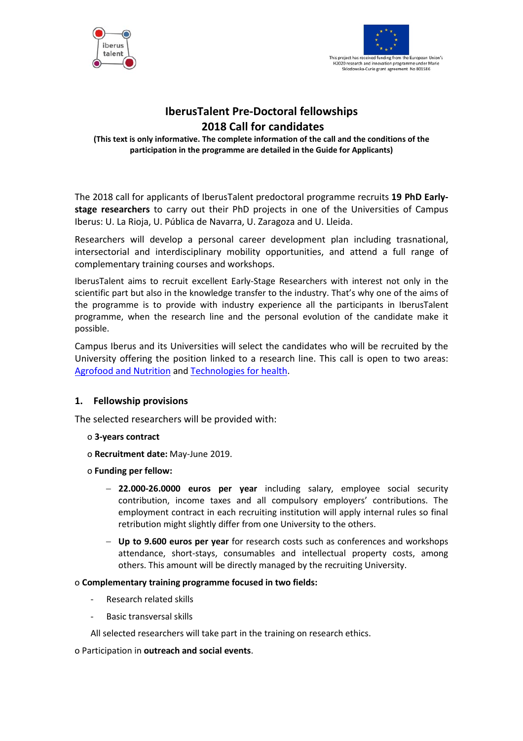This project has received funding from the European Union's H2020 research and innovation programme under Marie Skłodowska-Curie grant agreement No 801586

# IberusTalent Pre-Doctoral fellowships
# 2018 Call for candidates

**(This text is only informative. The complete information of the call and the conditions of the participation in the programme are detailed in the Guide for Applicants)**

The 2018 call for applicants of IberusTalent predoctoral programme recruits **19 PhD Early-stage researchers** to carry out their PhD projects in one of the Universities of Campus Iberus: U. La Rioja, U. Pública de Navarra, U. Zaragoza and U. Lleida.

Researchers will develop a personal career development plan including trasnational, intersectoral and interdisciplinary mobility opportunities, and attend a full range of complementary training courses and workshops.

IberusTalent aims to recruit excellent Early-Stage Researchers with interest not only in the scientific part but also in the knowledge transfer to the industry. That's why one of the aims of the programme is to provide with industry experience all the participants in IberusTalent programme, when the research line and the personal evolution of the candidate make it possible.

Campus Iberus and its Universities will select the candidates who will be recruited by the University offering the position linked to a research line. This call is open to two areas: Agrofood and Nutrition and Technologies for health.

## 1. Fellowship provisions

The selected researchers will be provided with:

- **3-years contract**
- **Recruitment date:** May-June 2019.
- **Funding per fellow:**
  - **22.000-26.0000 euros per year** including salary, employee social security contribution, income taxes and all compulsory employers' contributions. The employment contract in each recruiting institution will apply internal rules so final retribution might slightly differ from one University to the others.
  - **Up to 9.600 euros per year** for research costs such as conferences and workshops attendance, short-stays, consumables and intellectual property costs, among others. This amount will be directly managed by the recruiting University.

- **Complementary training programme focused in two fields:**
  - Research related skills
  - Basic transversal skills

  All selected researchers will take part in the training on research ethics.

- Participation in **outreach and social events**.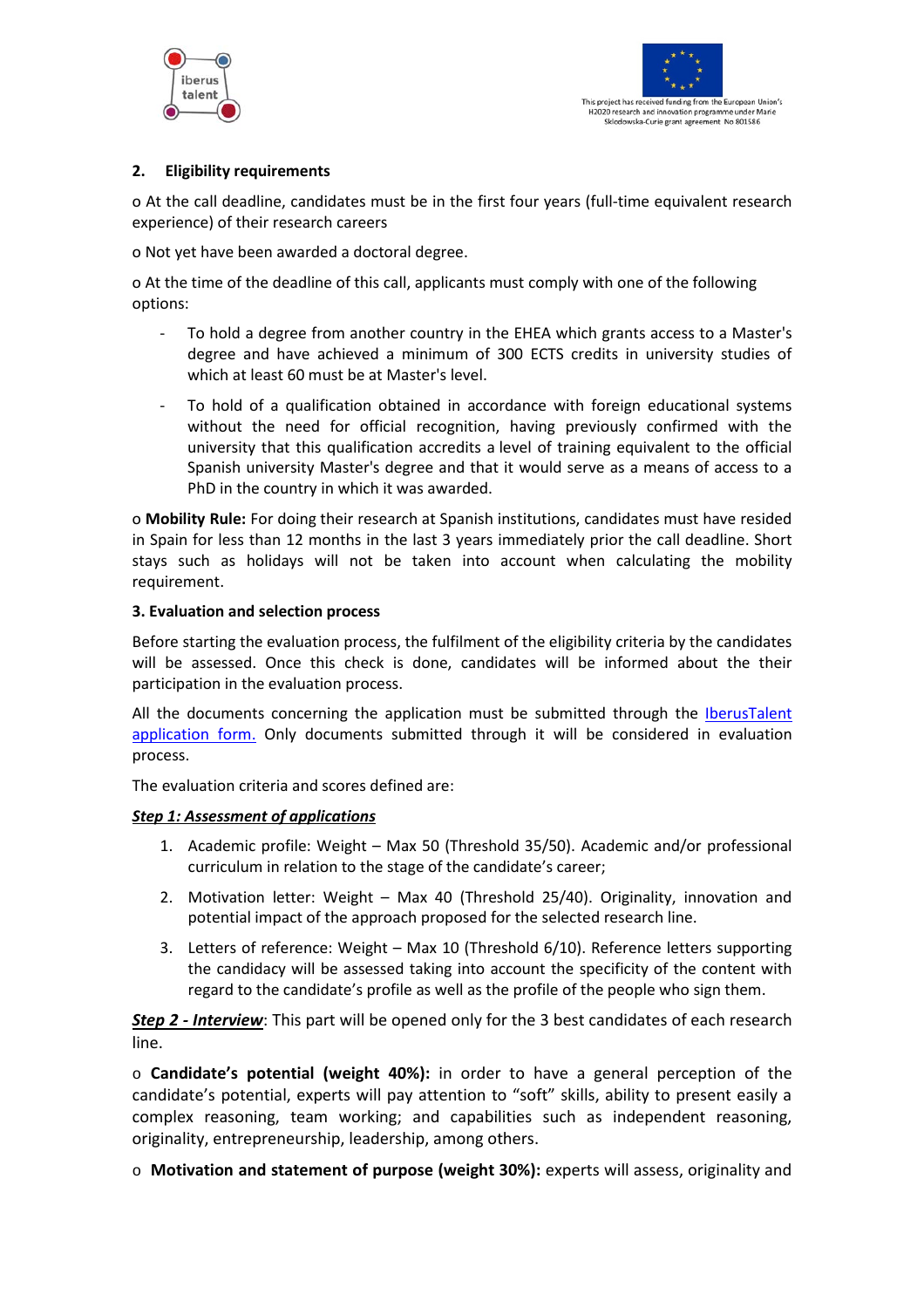## 2. Eligibility requirements

o At the call deadline, candidates must be in the first four years (full-time equivalent research experience) of their research careers

o Not yet have been awarded a doctoral degree.

o At the time of the deadline of this call, applicants must comply with one of the following options:

- To hold a degree from another country in the EHEA which grants access to a Master's degree and have achieved a minimum of 300 ECTS credits in university studies of which at least 60 must be at Master's level.
- To hold of a qualification obtained in accordance with foreign educational systems without the need for official recognition, having previously confirmed with the university that this qualification accredits a level of training equivalent to the official Spanish university Master's degree and that it would serve as a means of access to a PhD in the country in which it was awarded.

o **Mobility Rule:** For doing their research at Spanish institutions, candidates must have resided in Spain for less than 12 months in the last 3 years immediately prior the call deadline. Short stays such as holidays will not be taken into account when calculating the mobility requirement.

## 3. Evaluation and selection process

Before starting the evaluation process, the fulfilment of the eligibility criteria by the candidates will be assessed. Once this check is done, candidates will be informed about the their participation in the evaluation process.

All the documents concerning the application must be submitted through the IberusTalent application form. Only documents submitted through it will be considered in evaluation process.

The evaluation criteria and scores defined are:

***Step 1: Assessment of applications***

1. Academic profile: Weight – Max 50 (Threshold 35/50). Academic and/or professional curriculum in relation to the stage of the candidate's career;
2. Motivation letter: Weight – Max 40 (Threshold 25/40). Originality, innovation and potential impact of the approach proposed for the selected research line.
3. Letters of reference: Weight – Max 10 (Threshold 6/10). Reference letters supporting the candidacy will be assessed taking into account the specificity of the content with regard to the candidate's profile as well as the profile of the people who sign them.

***Step 2 - Interview***: This part will be opened only for the 3 best candidates of each research line.

o **Candidate's potential (weight 40%):** in order to have a general perception of the candidate's potential, experts will pay attention to "soft" skills, ability to present easily a complex reasoning, team working; and capabilities such as independent reasoning, originality, entrepreneurship, leadership, among others.

o **Motivation and statement of purpose (weight 30%):** experts will assess, originality and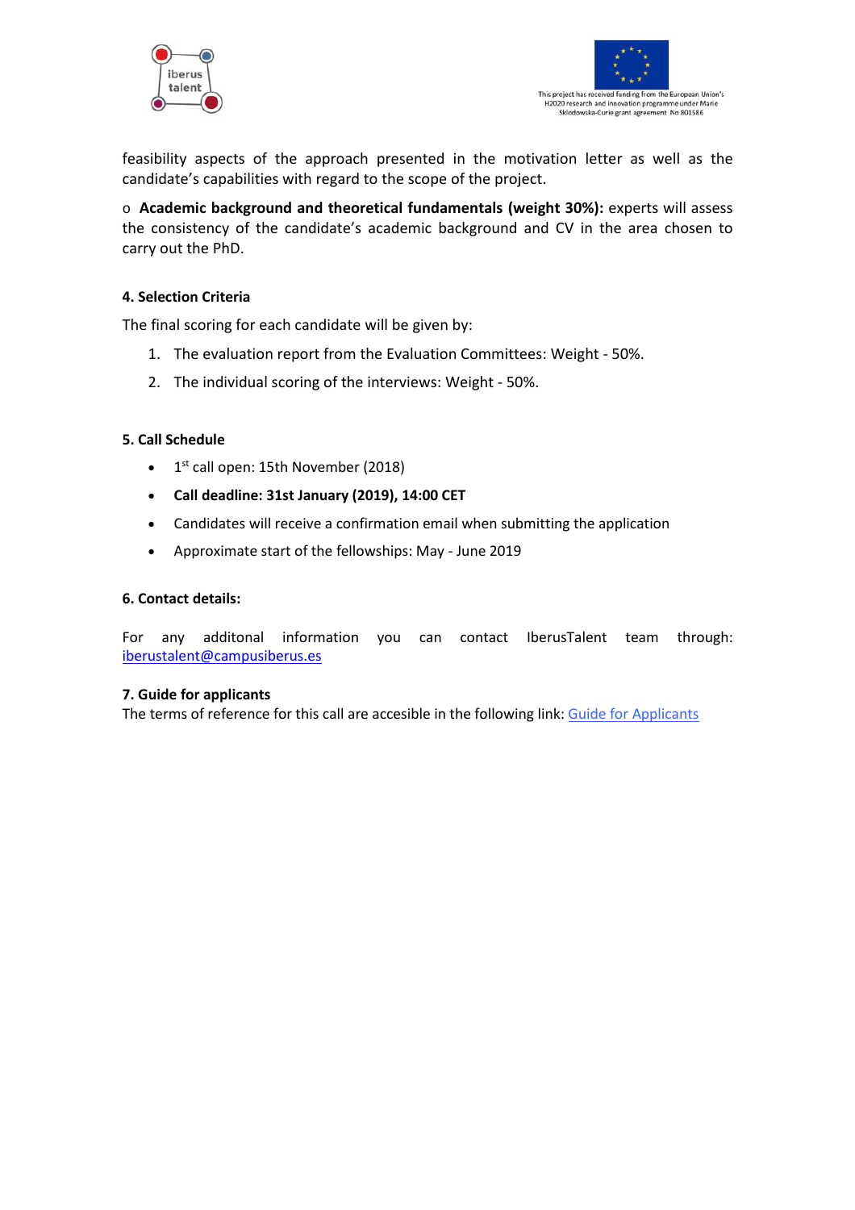feasibility aspects of the approach presented in the motivation letter as well as the candidate's capabilities with regard to the scope of the project.

o **Academic background and theoretical fundamentals (weight 30%):** experts will assess the consistency of the candidate's academic background and CV in the area chosen to carry out the PhD.

**4. Selection Criteria**

The final scoring for each candidate will be given by:

1. The evaluation report from the Evaluation Committees: Weight - 50%.
2. The individual scoring of the interviews: Weight - 50%.

**5. Call Schedule**

- 1st call open: 15th November (2018)
- **Call deadline: 31st January (2019), 14:00 CET**
- Candidates will receive a confirmation email when submitting the application
- Approximate start of the fellowships: May - June 2019

**6. Contact details:**

For any additonal information you can contact IberusTalent team through: iberustalent@campusiberus.es

**7. Guide for applicants**

The terms of reference for this call are accesible in the following link: Guide for Applicants